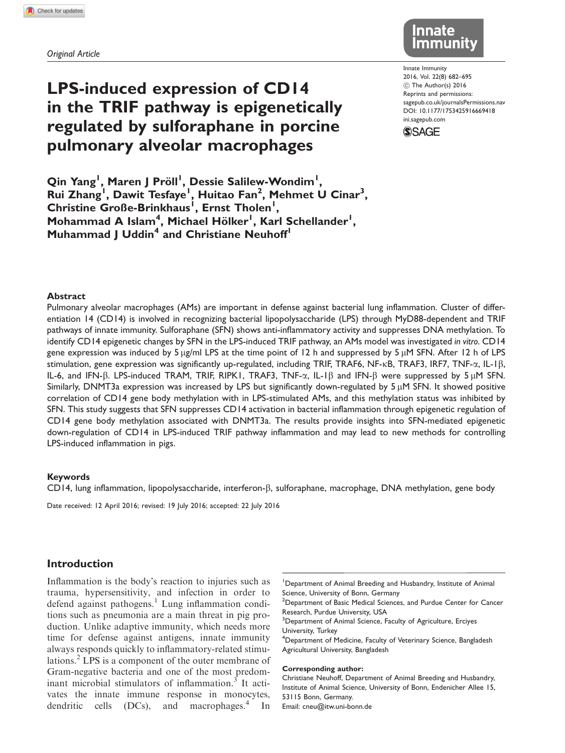Original Article

# LPS-induced expression of CD14 in the TRIF pathway is epigenetically regulated by sulforaphane in porcine pulmonary alveolar macrophages

Innate Immunity
2016, Vol. 22(8) 682–695
© The Author(s) 2016
Reprints and permissions: sagepub.co.uk/journalsPermissions.nav
DOI: 10.1177/1753425916669418
ini.sagepub.com

**Qin Yang[1], Maren J Pröll[1], Dessie Salilew-Wondim[1], Rui Zhang[1], Dawit Tesfaye[1], Huitao Fan[2], Mehmet U Cinar[3], Christine Große-Brinkhaus[1], Ernst Tholen[1], Mohammad A Islam[4], Michael Hölker[1], Karl Schellander[1], Muhammad J Uddin[4] and Christiane Neuhoff[1]**

## Abstract

Pulmonary alveolar macrophages (AMs) are important in defense against bacterial lung inflammation. Cluster of differentiation 14 (CD14) is involved in recognizing bacterial lipopolysaccharide (LPS) through MyD88-dependent and TRIF pathways of innate immunity. Sulforaphane (SFN) shows anti-inflammatory activity and suppresses DNA methylation. To identify CD14 epigenetic changes by SFN in the LPS-induced TRIF pathway, an AMs model was investigated *in vitro*. CD14 gene expression was induced by 5 μg/ml LPS at the time point of 12 h and suppressed by 5 μM SFN. After 12 h of LPS stimulation, gene expression was significantly up-regulated, including TRIF, TRAF6, NF-κB, TRAF3, IRF7, TNF-α, IL-1β, IL-6, and IFN-β. LPS-induced TRAM, TRIF, RIPK1, TRAF3, TNF-α, IL-1β and IFN-β were suppressed by 5 μM SFN. Similarly, DNMT3a expression was increased by LPS but significantly down-regulated by 5 μM SFN. It showed positive correlation of CD14 gene body methylation with in LPS-stimulated AMs, and this methylation status was inhibited by SFN. This study suggests that SFN suppresses CD14 activation in bacterial inflammation through epigenetic regulation of CD14 gene body methylation associated with DNMT3a. The results provide insights into SFN-mediated epigenetic down-regulation of CD14 in LPS-induced TRIF pathway inflammation and may lead to new methods for controlling LPS-induced inflammation in pigs.

### Keywords

CD14, lung inflammation, lipopolysaccharide, interferon-β, sulforaphane, macrophage, DNA methylation, gene body

Date received: 12 April 2016; revised: 19 July 2016; accepted: 22 July 2016

## Introduction

Inflammation is the body's reaction to injuries such as trauma, hypersensitivity, and infection in order to defend against pathogens.[1] Lung inflammation conditions such as pneumonia are a main threat in pig production. Unlike adaptive immunity, which needs more time for defense against antigens, innate immunity always responds quickly to inflammatory-related stimulations.[2] LPS is a component of the outer membrane of Gram-negative bacteria and one of the most predominant microbial stimulators of inflammation.[3] It activates the innate immune response in monocytes, dendritic cells (DCs), and macrophages.[4] In

[1]Department of Animal Breeding and Husbandry, Institute of Animal Science, University of Bonn, Germany
[2]Department of Basic Medical Sciences, and Purdue Center for Cancer Research, Purdue University, USA
[3]Department of Animal Science, Faculty of Agriculture, Erciyes University, Turkey
[4]Department of Medicine, Faculty of Veterinary Science, Bangladesh Agricultural University, Bangladesh

**Corresponding author:**
Christiane Neuhoff, Department of Animal Breeding and Husbandry, Institute of Animal Science, University of Bonn, Endenicher Allee 15, 53115 Bonn, Germany.
Email: cneu@itw.uni-bonn.de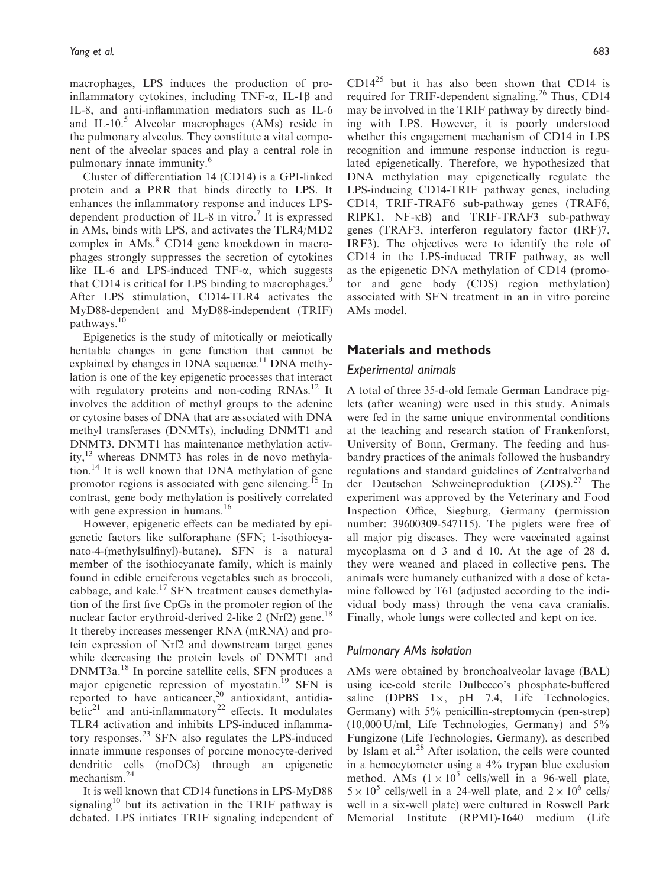macrophages, LPS induces the production of pro-inflammatory cytokines, including TNF-α, IL-1β and IL-8, and anti-inflammation mediators such as IL-6 and IL-10.[5] Alveolar macrophages (AMs) reside in the pulmonary alveolus. They constitute a vital component of the alveolar spaces and play a central role in pulmonary innate immunity.[6]

Cluster of differentiation 14 (CD14) is a GPI-linked protein and a PRR that binds directly to LPS. It enhances the inflammatory response and induces LPS-dependent production of IL-8 in vitro.[7] It is expressed in AMs, binds with LPS, and activates the TLR4/MD2 complex in AMs.[8] CD14 gene knockdown in macrophages strongly suppresses the secretion of cytokines like IL-6 and LPS-induced TNF-α, which suggests that CD14 is critical for LPS binding to macrophages.[9] After LPS stimulation, CD14-TLR4 activates the MyD88-dependent and MyD88-independent (TRIF) pathways.[10]

Epigenetics is the study of mitotically or meiotically heritable changes in gene function that cannot be explained by changes in DNA sequence.[11] DNA methylation is one of the key epigenetic processes that interact with regulatory proteins and non-coding RNAs.[12] It involves the addition of methyl groups to the adenine or cytosine bases of DNA that are associated with DNA methyl transferases (DNMTs), including DNMT1 and DNMT3. DNMT1 has maintenance methylation activity,[13] whereas DNMT3 has roles in de novo methylation.[14] It is well known that DNA methylation of gene promotor regions is associated with gene silencing.[15] In contrast, gene body methylation is positively correlated with gene expression in humans.[16]

However, epigenetic effects can be mediated by epigenetic factors like sulforaphane (SFN; 1-isothiocyanato-4-(methylsulfinyl)-butane). SFN is a natural member of the isothiocyanate family, which is mainly found in edible cruciferous vegetables such as broccoli, cabbage, and kale.[17] SFN treatment causes demethylation of the first five CpGs in the promoter region of the nuclear factor erythroid-derived 2-like 2 (Nrf2) gene.[18] It thereby increases messenger RNA (mRNA) and protein expression of Nrf2 and downstream target genes while decreasing the protein levels of DNMT1 and DNMT3a.[18] In porcine satellite cells, SFN produces a major epigenetic repression of myostatin.[19] SFN is reported to have anticancer,[20] antioxidant, antidiabetic[21] and anti-inflammatory[22] effects. It modulates TLR4 activation and inhibits LPS-induced inflammatory responses.[23] SFN also regulates the LPS-induced innate immune responses of porcine monocyte-derived dendritic cells (moDCs) through an epigenetic mechanism.[24]

It is well known that CD14 functions in LPS-MyD88 signaling[10] but its activation in the TRIF pathway is debated. LPS initiates TRIF signaling independent of CD14[25] but it has also been shown that CD14 is required for TRIF-dependent signaling.[26] Thus, CD14 may be involved in the TRIF pathway by directly binding with LPS. However, it is poorly understood whether this engagement mechanism of CD14 in LPS recognition and immune response induction is regulated epigenetically. Therefore, we hypothesized that DNA methylation may epigenetically regulate the LPS-inducing CD14-TRIF pathway genes, including CD14, TRIF-TRAF6 sub-pathway genes (TRAF6, RIPK1, NF-κB) and TRIF-TRAF3 sub-pathway genes (TRAF3, interferon regulatory factor (IRF)7, IRF3). The objectives were to identify the role of CD14 in the LPS-induced TRIF pathway, as well as the epigenetic DNA methylation of CD14 (promotor and gene body (CDS) region methylation) associated with SFN treatment in an in vitro porcine AMs model.

## Materials and methods

### Experimental animals

A total of three 35-d-old female German Landrace piglets (after weaning) were used in this study. Animals were fed in the same unique environmental conditions at the teaching and research station of Frankenforst, University of Bonn, Germany. The feeding and husbandry practices of the animals followed the husbandry regulations and standard guidelines of Zentralverband der Deutschen Schweineproduktion (ZDS).[27] The experiment was approved by the Veterinary and Food Inspection Office, Siegburg, Germany (permission number: 39600309-547115). The piglets were free of all major pig diseases. They were vaccinated against mycoplasma on d 3 and d 10. At the age of 28 d, they were weaned and placed in collective pens. The animals were humanely euthanized with a dose of ketamine followed by T61 (adjusted according to the individual body mass) through the vena cava cranialis. Finally, whole lungs were collected and kept on ice.

### Pulmonary AMs isolation

AMs were obtained by bronchoalveolar lavage (BAL) using ice-cold sterile Dulbecco's phosphate-buffered saline (DPBS 1×, pH 7.4, Life Technologies, Germany) with 5% penicillin-streptomycin (pen-strep) (10,000 U/ml, Life Technologies, Germany) and 5% Fungizone (Life Technologies, Germany), as described by Islam et al.[28] After isolation, the cells were counted in a hemocytometer using a 4% trypan blue exclusion method. AMs ($1 \times 10^5$ cells/well in a 96-well plate, $5 \times 10^5$ cells/well in a 24-well plate, and $2 \times 10^6$ cells/well in a six-well plate) were cultured in Roswell Park Memorial Institute (RPMI)-1640 medium (Life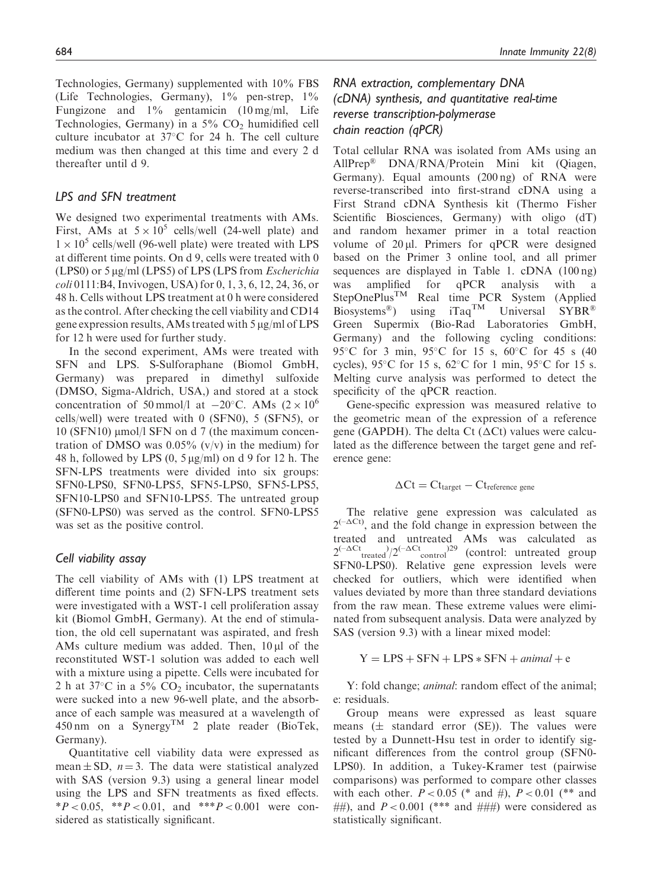Technologies, Germany) supplemented with 10% FBS (Life Technologies, Germany), 1% pen-strep, 1% Fungizone and 1% gentamicin (10 mg/ml, Life Technologies, Germany) in a 5% $CO_2$ humidified cell culture incubator at 37°C for 24 h. The cell culture medium was then changed at this time and every 2 d thereafter until d 9.

### LPS and SFN treatment

We designed two experimental treatments with AMs. First, AMs at $5 \times 10^5$ cells/well (24-well plate) and $1 \times 10^5$ cells/well (96-well plate) were treated with LPS at different time points. On d 9, cells were treated with 0 (LPS0) or 5 μg/ml (LPS5) of LPS (LPS from *Escherichia coli* 0111:B4, Invivogen, USA) for 0, 1, 3, 6, 12, 24, 36, or 48 h. Cells without LPS treatment at 0 h were considered as the control. After checking the cell viability and CD14 gene expression results, AMs treated with 5 μg/ml of LPS for 12 h were used for further study.

In the second experiment, AMs were treated with SFN and LPS. S-Sulforaphane (Biomol GmbH, Germany) was prepared in dimethyl sulfoxide (DMSO, Sigma-Aldrich, USA,) and stored at a stock concentration of 50 mmol/l at −20°C. AMs ($2 \times 10^6$ cells/well) were treated with 0 (SFN0), 5 (SFN5), or 10 (SFN10) μmol/l SFN on d 7 (the maximum concentration of DMSO was 0.05% (v/v) in the medium) for 48 h, followed by LPS (0, 5 μg/ml) on d 9 for 12 h. The SFN-LPS treatments were divided into six groups: SFN0-LPS0, SFN0-LPS5, SFN5-LPS0, SFN5-LPS5, SFN10-LPS0 and SFN10-LPS5. The untreated group (SFN0-LPS0) was served as the control. SFN0-LPS5 was set as the positive control.

### Cell viability assay

The cell viability of AMs with (1) LPS treatment at different time points and (2) SFN-LPS treatment sets were investigated with a WST-1 cell proliferation assay kit (Biomol GmbH, Germany). At the end of stimulation, the old cell supernatant was aspirated, and fresh AMs culture medium was added. Then, 10 μl of the reconstituted WST-1 solution was added to each well with a mixture using a pipette. Cells were incubated for 2 h at 37°C in a 5% $CO_2$ incubator, the supernatants were sucked into a new 96-well plate, and the absorbance of each sample was measured at a wavelength of 450 nm on a Synergy™ 2 plate reader (BioTek, Germany).

Quantitative cell viability data were expressed as mean ± SD, $n = 3$. The data were statistical analyzed with SAS (version 9.3) using a general linear model using the LPS and SFN treatments as fixed effects. $^{*}P < 0.05$, $^{**}P < 0.01$, and $^{***}P < 0.001$ were considered as statistically significant.

### RNA extraction, complementary DNA (cDNA) synthesis, and quantitative real-time reverse transcription-polymerase chain reaction (qPCR)

Total cellular RNA was isolated from AMs using an AllPrep® DNA/RNA/Protein Mini kit (Qiagen, Germany). Equal amounts (200 ng) of RNA were reverse-transcribed into first-strand cDNA using a First Strand cDNA Synthesis kit (Thermo Fisher Scientific Biosciences, Germany) with oligo (dT) and random hexamer primer in a total reaction volume of 20 μl. Primers for qPCR were designed based on the Primer 3 online tool, and all primer sequences are displayed in Table 1. cDNA (100 ng) was amplified for qPCR analysis with a StepOnePlus™ Real time PCR System (Applied Biosystems®) using iTaq™ Universal SYBR® Green Supermix (Bio-Rad Laboratories GmbH, Germany) and the following cycling conditions: 95°C for 3 min, 95°C for 15 s, 60°C for 45 s (40 cycles), 95°C for 15 s, 62°C for 1 min, 95°C for 15 s. Melting curve analysis was performed to detect the specificity of the qPCR reaction.

Gene-specific expression was measured relative to the geometric mean of the expression of a reference gene (GAPDH). The delta Ct (ΔCt) values were calculated as the difference between the target gene and reference gene:

$$\Delta \mathrm{Ct} = \mathrm{Ct}_{\mathrm{target}} - \mathrm{Ct}_{\mathrm{reference\ gene}}$$

The relative gene expression was calculated as $2^{(-\Delta Ct)}$, and the fold change in expression between the treated and untreated AMs was calculated as $2^{(-\Delta Ct_{treated})}/2^{(-\Delta Ct_{control})}$[29] (control: untreated group SFN0-LPS0). Relative gene expression levels were checked for outliers, which were identified when values deviated by more than three standard deviations from the raw mean. These extreme values were eliminated from subsequent analysis. Data were analyzed by SAS (version 9.3) with a linear mixed model:

$$\mathrm{Y} = \mathrm{LPS} + \mathrm{SFN} + \mathrm{LPS} * \mathrm{SFN} + \mathit{animal} + \mathrm{e}$$

Y: fold change; *animal*: random effect of the animal; e: residuals.

Group means were expressed as least square means (± standard error (SE)). The values were tested by a Dunnett-Hsu test in order to identify significant differences from the control group (SFN0-LPS0). In addition, a Tukey-Kramer test (pairwise comparisons) was performed to compare other classes with each other. $P < 0.05$ (* and #), $P < 0.01$ (** and ##), and $P < 0.001$ (*** and ###) were considered as statistically significant.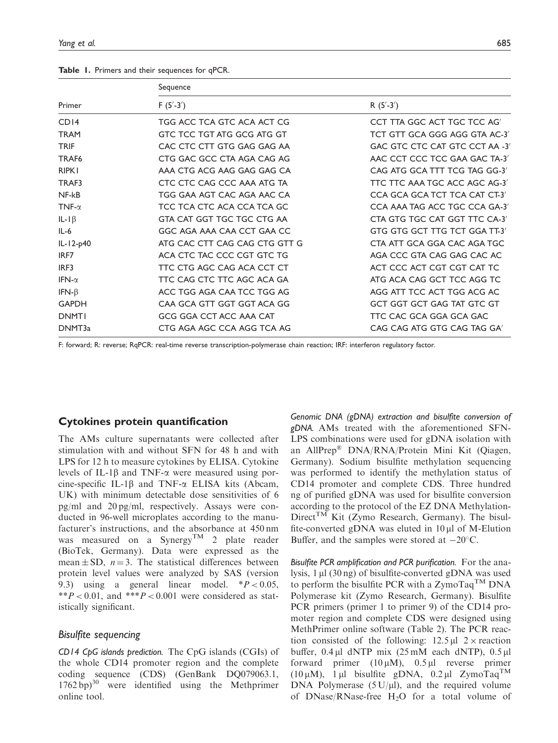**Table 1.** Primers and their sequences for qPCR.

| Primer | Sequence F (5′-3′) | R (5′-3′) |
|---|---|---|
| CD14 | TGG ACC TCA GTC ACA ACT CG | CCT TTA GGC ACT TGC TCC AG′ |
| TRAM | GTC TCC TGT ATG GCG ATG GT | TCT GTT GCA GGG AGG GTA AC-3′ |
| TRIF | CAC CTC CTT GTG GAG GAG AA | GAC GTC CTC CAT GTC CCT AA -3′ |
| TRAF6 | CTG GAC GCC CTA AGA CAG AG | AAC CCT CCC TCC GAA GAC TA-3′ |
| RIPK1 | AAA CTG ACG AAG GAG GAG CA | CAG ATG GCA TTT TCG TAG GG-3′ |
| TRAF3 | CTC CTC CAG CCC AAA ATG TA | TTC TTC AAA TGC ACC AGC AG-3′ |
| NF-kB | TGG GAA AGT CAC AGA AAC CA | CCA GCA GCA TCT TCA CAT CT-3′ |
| TNF-α | TCC TCA CTC ACA CCA TCA GC | CCA AAA TAG ACC TGC CCA GA-3′ |
| IL-1β | GTA CAT GGT TGC TGC CTG AA | CTA GTG TGC CAT GGT TTC CA-3′ |
| IL-6 | GGC AGA AAA CAA CCT GAA CC | GTG GTG GCT TTG TCT GGA TT-3′ |
| IL-12-p40 | ATG CAC CTT CAG CAG CTG GTT G | CTA ATT GCA GGA CAC AGA TGC |
| IRF7 | ACA CTC TAC CCC CGT GTC TG | AGA CCC GTA CAG GAG CAC AC |
| IRF3 | TTC CTG AGC CAG ACA CCT CT | ACT CCC ACT CGT CGT CAT TC |
| IFN-α | TTC CAG CTC TTC AGC ACA GA | ATG ACA CAG GCT TCC AGG TC |
| IFN-β | ACC TGG AGA CAA TCC TGG AG | AGG ATT TCC ACT TGG ACG AC |
| GAPDH | CAA GCA GTT GGT GGT ACA GG | GCT GGT GCT GAG TAT GTC GT |
| DNMT1 | GCG GGA CCT ACC AAA CAT | TTC CAC GCA GGA GCA GAC |
| DNMT3a | CTG AGA AGC CCA AGG TCA AG | CAG CAG ATG GTG CAG TAG GA′ |

F: forward; R: reverse; RqPCR: real-time reverse transcription-polymerase chain reaction; IRF: interferon regulatory factor.

## Cytokines protein quantification

The AMs culture supernatants were collected after stimulation with and without SFN for 48 h and with LPS for 12 h to measure cytokines by ELISA. Cytokine levels of IL-1β and TNF-α were measured using porcine-specific IL-1β and TNF-α ELISA kits (Abcam, UK) with minimum detectable dose sensitivities of 6 pg/ml and 20 pg/ml, respectively. Assays were conducted in 96-well microplates according to the manufacturer's instructions, and the absorbance at 450 nm was measured on a Synergy™ 2 plate reader (BioTek, Germany). Data were expressed as the mean ± SD, $n = 3$. The statistical differences between protein level values were analyzed by SAS (version 9.3) using a general linear model. $*P < 0.05$, $**P < 0.01$, and $***P < 0.001$ were considered as statistically significant.

### Bisulfite sequencing

*CD14 CpG islands prediction.* The CpG islands (CGIs) of the whole CD14 promoter region and the complete coding sequence (CDS) (GenBank DQ079063.1, 1762 bp)[30] were identified using the Methprimer online tool.

*Genomic DNA (gDNA) extraction and bisulfite conversion of gDNA.* AMs treated with the aforementioned SFN-LPS combinations were used for gDNA isolation with an AllPrep® DNA/RNA/Protein Mini Kit (Qiagen, Germany). Sodium bisulfite methylation sequencing was performed to identify the methylation status of CD14 promoter and complete CDS. Three hundred ng of purified gDNA was used for bisulfite conversion according to the protocol of the EZ DNA Methylation-Direct™ Kit (Zymo Research, Germany). The bisulfite-converted gDNA was eluted in 10 µl of M-Elution Buffer, and the samples were stored at −20°C.

*Bisulfite PCR amplification and PCR purification.* For the analysis, 1 µl (30 ng) of bisulfite-converted gDNA was used to perform the bisulfite PCR with a ZymoTaq™ DNA Polymerase kit (Zymo Research, Germany). Bisulfite PCR primers (primer 1 to primer 9) of the CD14 promoter region and complete CDS were designed using MethPrimer online software (Table 2). The PCR reaction consisted of the following: 12.5 µl 2 × reaction buffer, 0.4 µl dNTP mix (25 mM each dNTP), 0.5 µl forward primer (10 µM), 0.5 µl reverse primer (10 µM), 1 µl bisulfite gDNA, 0.2 µl ZymoTaq™ DNA Polymerase (5 U/µl), and the required volume of DNase/RNase-free $H_2O$ for a total volume of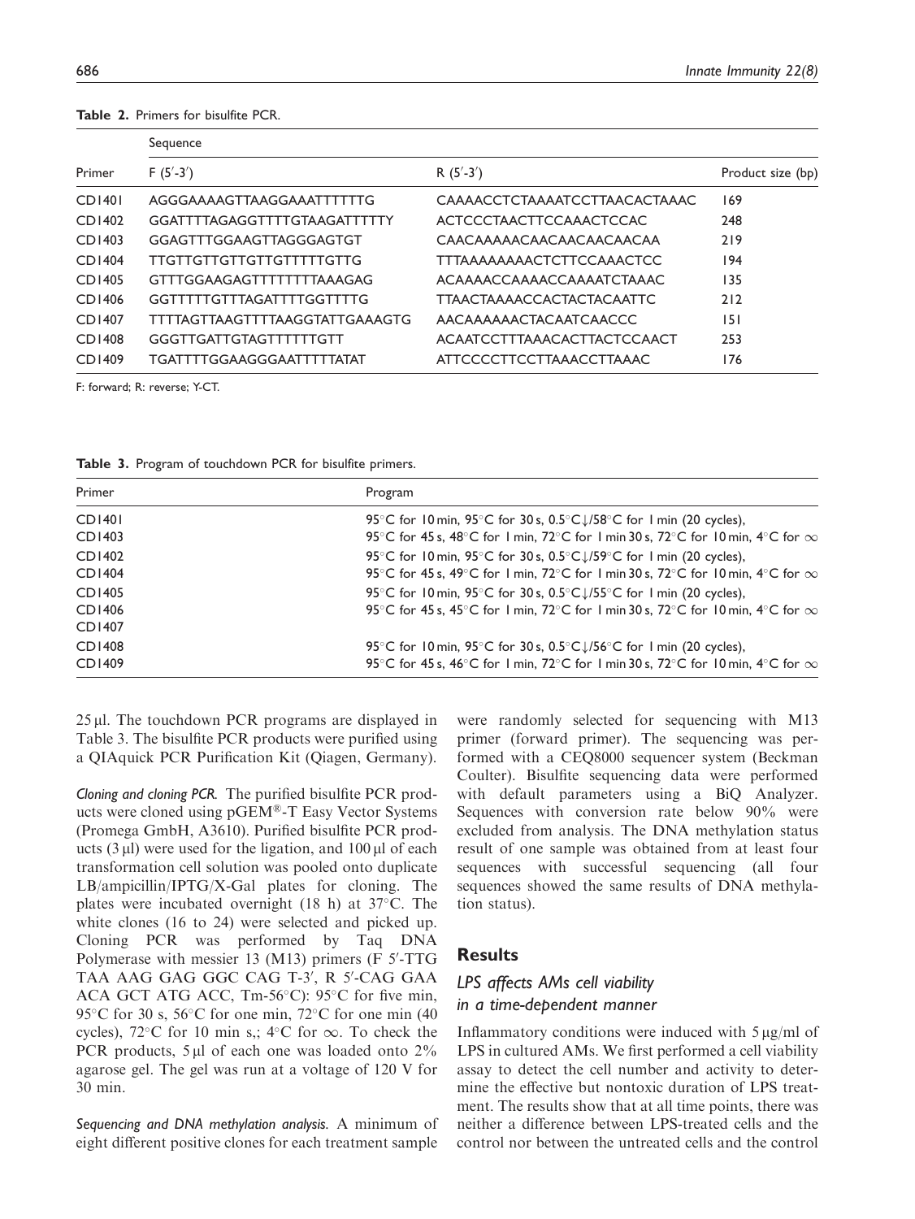**Table 2.** Primers for bisulfite PCR.

| Primer | Sequence F (5′-3′) | R (5′-3′) | Product size (bp) |
|---|---|---|---|
| CD1401 | AGGGAAAAGTTAAGGAAATTTTTTG | CAAAACCTCTAAAATCCTTAACACTAAAC | 169 |
| CD1402 | GGATTTTAGAGGTTTTGTAAGATTTTTY | ACTCCCTAACTTCCAAACTCCAC | 248 |
| CD1403 | GGAGTTTGGAAGTTAGGGAGTGT | CAACAAAAACAACAACAACAACAA | 219 |
| CD1404 | TTGTTGTTGTTGTTGTTTTTGTTG | TTTAAAAAAAACTCTTCCAAACTCC | 194 |
| CD1405 | GTTTGGAAGAGTTTTTTTTAAAGAG | ACAAAACCAAAACCAAAATCTAAAC | 135 |
| CD1406 | GGTTTTTGTTTAGATTTTGGTTTTG | TTAACTAAAACCACTACTACAATTC | 212 |
| CD1407 | TTTTAGTTAAGTTTTAAGGTATTGAAAGTG | AACAAAAAACTACAATCAACCC | 151 |
| CD1408 | GGGTTGATTGTAGTTTTTTGTT | ACAATCCTTTAAACACTTACTCCAACT | 253 |
| CD1409 | TGATTTTGGAAGGGAATTTTTATAT | ATTCCCCTTCCTTAAACCTTAAAC | 176 |

F: forward; R: reverse; Y-CT.

**Table 3.** Program of touchdown PCR for bisulfite primers.

| Primer | Program |
|---|---|
| CD1401<br>CD1403 | 95°C for 10 min, 95°C for 30 s, 0.5°C↓/58°C for 1 min (20 cycles),<br>95°C for 45 s, 48°C for 1 min, 72°C for 1 min 30 s, 72°C for 10 min, 4°C for ∞ |
| CD1402<br>CD1404 | 95°C for 10 min, 95°C for 30 s, 0.5°C↓/59°C for 1 min (20 cycles),<br>95°C for 45 s, 49°C for 1 min, 72°C for 1 min 30 s, 72°C for 10 min, 4°C for ∞ |
| CD1405<br>CD1406<br>CD1407 | 95°C for 10 min, 95°C for 30 s, 0.5°C↓/55°C for 1 min (20 cycles),<br>95°C for 45 s, 45°C for 1 min, 72°C for 1 min 30 s, 72°C for 10 min, 4°C for ∞ |
| CD1408<br>CD1409 | 95°C for 10 min, 95°C for 30 s, 0.5°C↓/56°C for 1 min (20 cycles),<br>95°C for 45 s, 46°C for 1 min, 72°C for 1 min 30 s, 72°C for 10 min, 4°C for ∞ |

25 µl. The touchdown PCR programs are displayed in Table 3. The bisulfite PCR products were purified using a QIAquick PCR Purification Kit (Qiagen, Germany).

*Cloning and cloning PCR.* The purified bisulfite PCR products were cloned using pGEM®-T Easy Vector Systems (Promega GmbH, A3610). Purified bisulfite PCR products (3 µl) were used for the ligation, and 100 µl of each transformation cell solution was pooled onto duplicate LB/ampicillin/IPTG/X-Gal plates for cloning. The plates were incubated overnight (18 h) at 37°C. The white clones (16 to 24) were selected and picked up. Cloning PCR was performed by Taq DNA Polymerase with messier 13 (M13) primers (F 5′-TTG TAA AAG GAG GGC CAG T-3′, R 5′-CAG GAA ACA GCT ATG ACC, Tm-56°C): 95°C for five min, 95°C for 30 s, 56°C for one min, 72°C for one min (40 cycles), 72°C for 10 min s,; 4°C for ∞. To check the PCR products, 5 µl of each one was loaded onto 2% agarose gel. The gel was run at a voltage of 120 V for 30 min.

*Sequencing and DNA methylation analysis.* A minimum of eight different positive clones for each treatment sample were randomly selected for sequencing with M13 primer (forward primer). The sequencing was performed with a CEQ8000 sequencer system (Beckman Coulter). Bisulfite sequencing data were performed with default parameters using a BiQ Analyzer. Sequences with conversion rate below 90% were excluded from analysis. The DNA methylation status result of one sample was obtained from at least four sequences with successful sequencing (all four sequences showed the same results of DNA methylation status).

## Results

### LPS affects AMs cell viability in a time-dependent manner

Inflammatory conditions were induced with 5 µg/ml of LPS in cultured AMs. We first performed a cell viability assay to detect the cell number and activity to determine the effective but nontoxic duration of LPS treatment. The results show that at all time points, there was neither a difference between LPS-treated cells and the control nor between the untreated cells and the control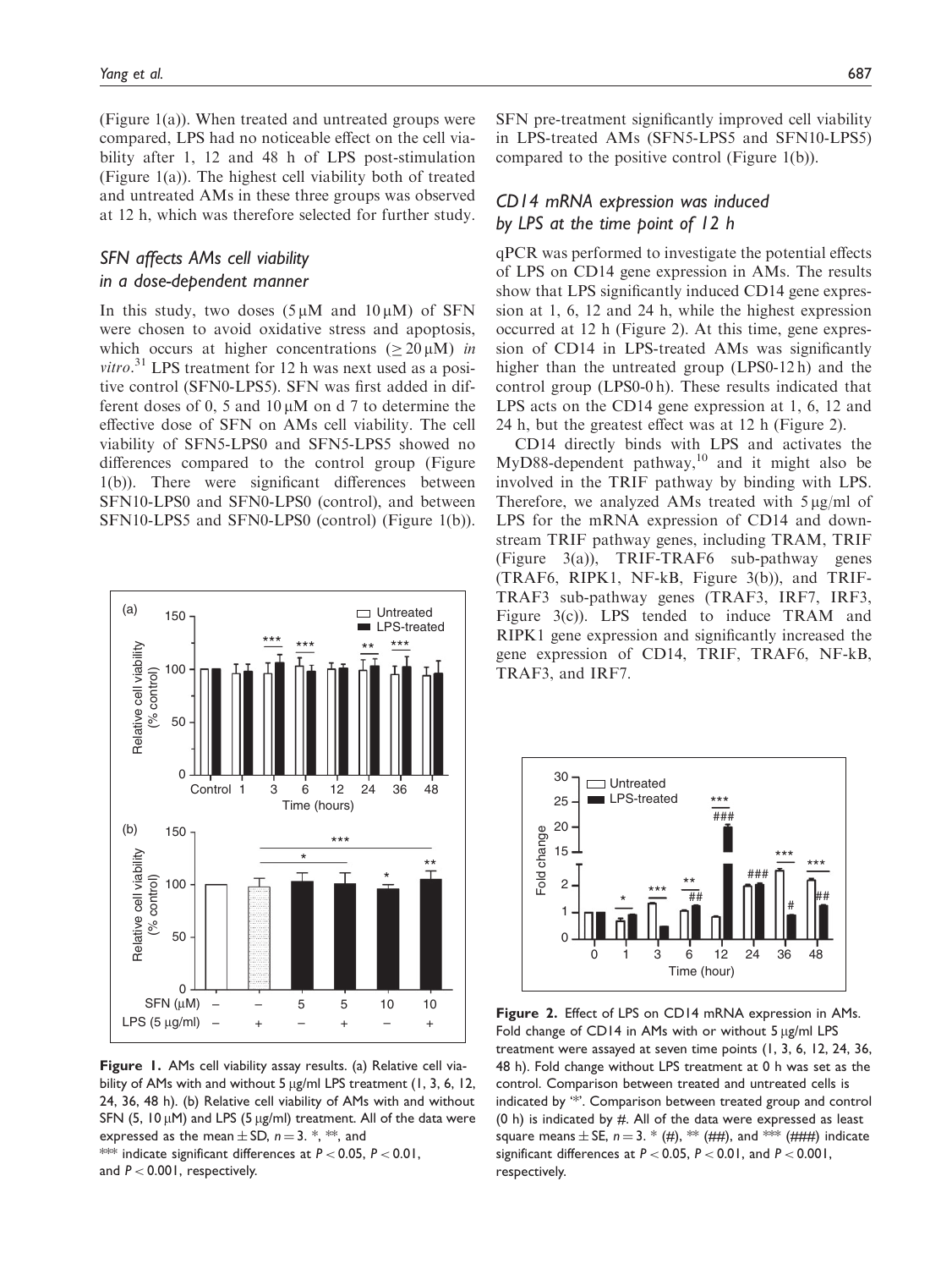(Figure 1(a)). When treated and untreated groups were compared, LPS had no noticeable effect on the cell viability after 1, 12 and 48 h of LPS post-stimulation (Figure 1(a)). The highest cell viability both of treated and untreated AMs in these three groups was observed at 12 h, which was therefore selected for further study.

## SFN affects AMs cell viability in a dose-dependent manner

In this study, two doses (5 μM and 10 μM) of SFN were chosen to avoid oxidative stress and apoptosis, which occurs at higher concentrations (≥ 20 μM) *in vitro*.[31] LPS treatment for 12 h was next used as a positive control (SFN0-LPS5). SFN was first added in different doses of 0, 5 and 10 μM on d 7 to determine the effective dose of SFN on AMs cell viability. The cell viability of SFN5-LPS0 and SFN5-LPS5 showed no differences compared to the control group (Figure 1(b)). There were significant differences between SFN10-LPS0 and SFN0-LPS0 (control), and between SFN10-LPS5 and SFN0-LPS0 (control) (Figure 1(b)).

Figure 1. AMs cell viability assay results. (a) Relative cell viability of AMs with and without 5 μg/ml LPS treatment (1, 3, 6, 12, 24, 36, 48 h). (b) Relative cell viability of AMs with and without SFN (5, 10 μM) and LPS (5 μg/ml) treatment. All of the data were expressed as the mean ± SD, $n = 3$. *, **, and *** indicate significant differences at $P < 0.05$, $P < 0.01$, and $P < 0.001$, respectively.

SFN pre-treatment significantly improved cell viability in LPS-treated AMs (SFN5-LPS5 and SFN10-LPS5) compared to the positive control (Figure 1(b)).

## CD14 mRNA expression was induced by LPS at the time point of 12 h

qPCR was performed to investigate the potential effects of LPS on CD14 gene expression in AMs. The results show that LPS significantly induced CD14 gene expression at 1, 6, 12 and 24 h, while the highest expression occurred at 12 h (Figure 2). At this time, gene expression of CD14 in LPS-treated AMs was significantly higher than the untreated group (LPS0-12 h) and the control group (LPS0-0 h). These results indicated that LPS acts on the CD14 gene expression at 1, 6, 12 and 24 h, but the greatest effect was at 12 h (Figure 2).

CD14 directly binds with LPS and activates the MyD88-dependent pathway,[10] and it might also be involved in the TRIF pathway by binding with LPS. Therefore, we analyzed AMs treated with 5 μg/ml of LPS for the mRNA expression of CD14 and downstream TRIF pathway genes, including TRAM, TRIF (Figure 3(a)), TRIF-TRAF6 sub-pathway genes (TRAF6, RIPK1, NF-kB, Figure 3(b)), and TRIF-TRAF3 sub-pathway genes (TRAF3, IRF7, IRF3, Figure 3(c)). LPS tended to induce TRAM and RIPK1 gene expression and significantly increased the gene expression of CD14, TRIF, TRAF6, NF-kB, TRAF3, and IRF7.

Figure 2. Effect of LPS on CD14 mRNA expression in AMs. Fold change of CD14 in AMs with or without 5 μg/ml LPS treatment were assayed at seven time points (1, 3, 6, 12, 24, 36, 48 h). Fold change without LPS treatment at 0 h was set as the control. Comparison between treated and untreated cells is indicated by '*'. Comparison between treated group and control (0 h) is indicated by #. All of the data were expressed as least square means ± SE, $n = 3$. * (#), ** (##), and *** (###) indicate significant differences at $P < 0.05$, $P < 0.01$, and $P < 0.001$, respectively.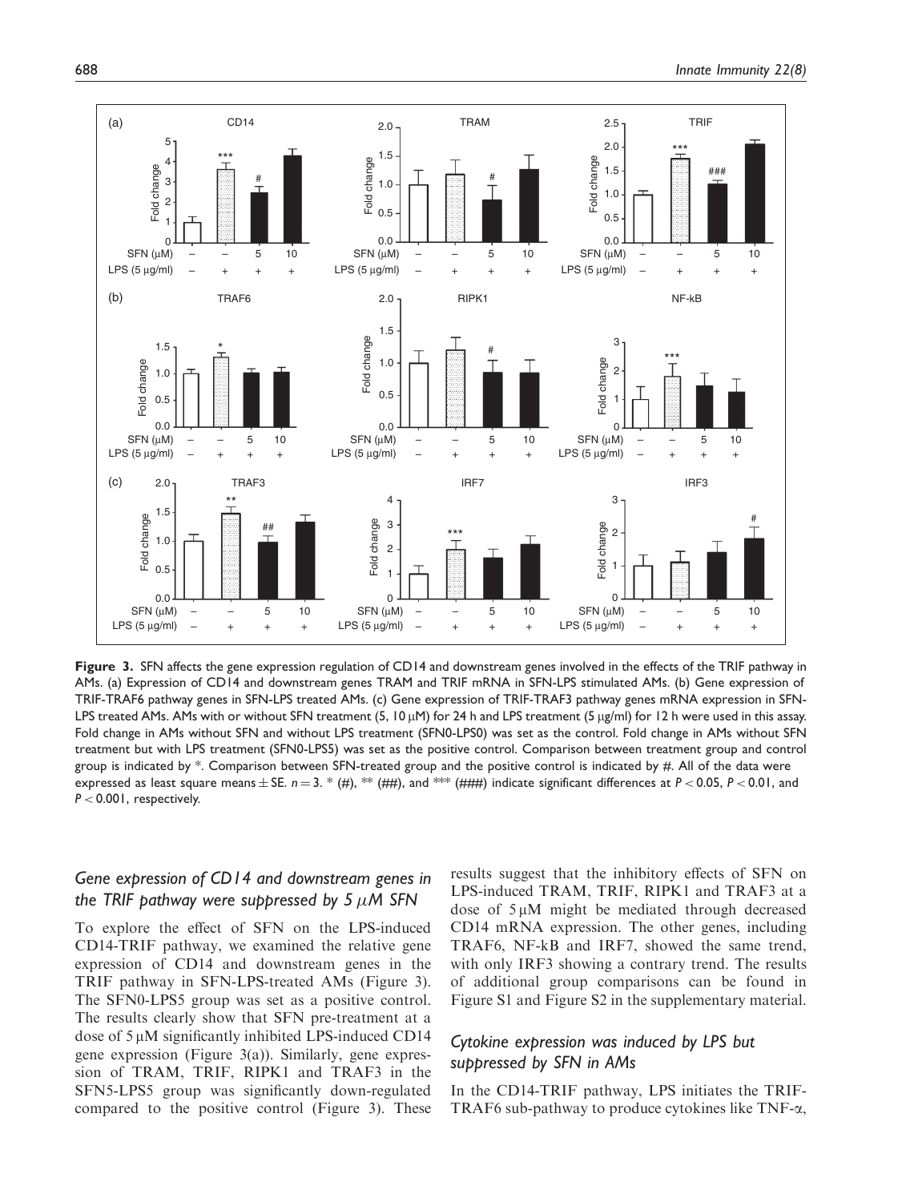**Figure 3.** SFN affects the gene expression regulation of CD14 and downstream genes involved in the effects of the TRIF pathway in AMs. (a) Expression of CD14 and downstream genes TRAM and TRIF mRNA in SFN-LPS stimulated AMs. (b) Gene expression of TRIF-TRAF6 pathway genes in SFN-LPS treated AMs. (c) Gene expression of TRIF-TRAF3 pathway genes mRNA expression in SFN-LPS treated AMs. AMs with or without SFN treatment (5, 10 μM) for 24 h and LPS treatment (5 μg/ml) for 12 h were used in this assay. Fold change in AMs without SFN and without LPS treatment (SFN0-LPS0) was set as the control. Fold change in AMs without SFN treatment but with LPS treatment (SFN0-LPS5) was set as the positive control. Comparison between treatment group and control group is indicated by *. Comparison between SFN-treated group and the positive control is indicated by #. All of the data were expressed as least square means ± SE. $n = 3$. * (#), ** (##), and *** (###) indicate significant differences at $P < 0.05$, $P < 0.01$, and $P < 0.001$, respectively.

### Gene expression of CD14 and downstream genes in the TRIF pathway were suppressed by 5 μM SFN

To explore the effect of SFN on the LPS-induced CD14-TRIF pathway, we examined the relative gene expression of CD14 and downstream genes in the TRIF pathway in SFN-LPS-treated AMs (Figure 3). The SFN0-LPS5 group was set as a positive control. The results clearly show that SFN pre-treatment at a dose of 5 μM significantly inhibited LPS-induced CD14 gene expression (Figure 3(a)). Similarly, gene expression of TRAM, TRIF, RIPK1 and TRAF3 in the SFN5-LPS5 group was significantly down-regulated compared to the positive control (Figure 3). These results suggest that the inhibitory effects of SFN on LPS-induced TRAM, TRIF, RIPK1 and TRAF3 at a dose of 5 μM might be mediated through decreased CD14 mRNA expression. The other genes, including TRAF6, NF-kB and IRF7, showed the same trend, with only IRF3 showing a contrary trend. The results of additional group comparisons can be found in Figure S1 and Figure S2 in the supplementary material.

### Cytokine expression was induced by LPS but suppressed by SFN in AMs

In the CD14-TRIF pathway, LPS initiates the TRIF-TRAF6 sub-pathway to produce cytokines like TNF-α,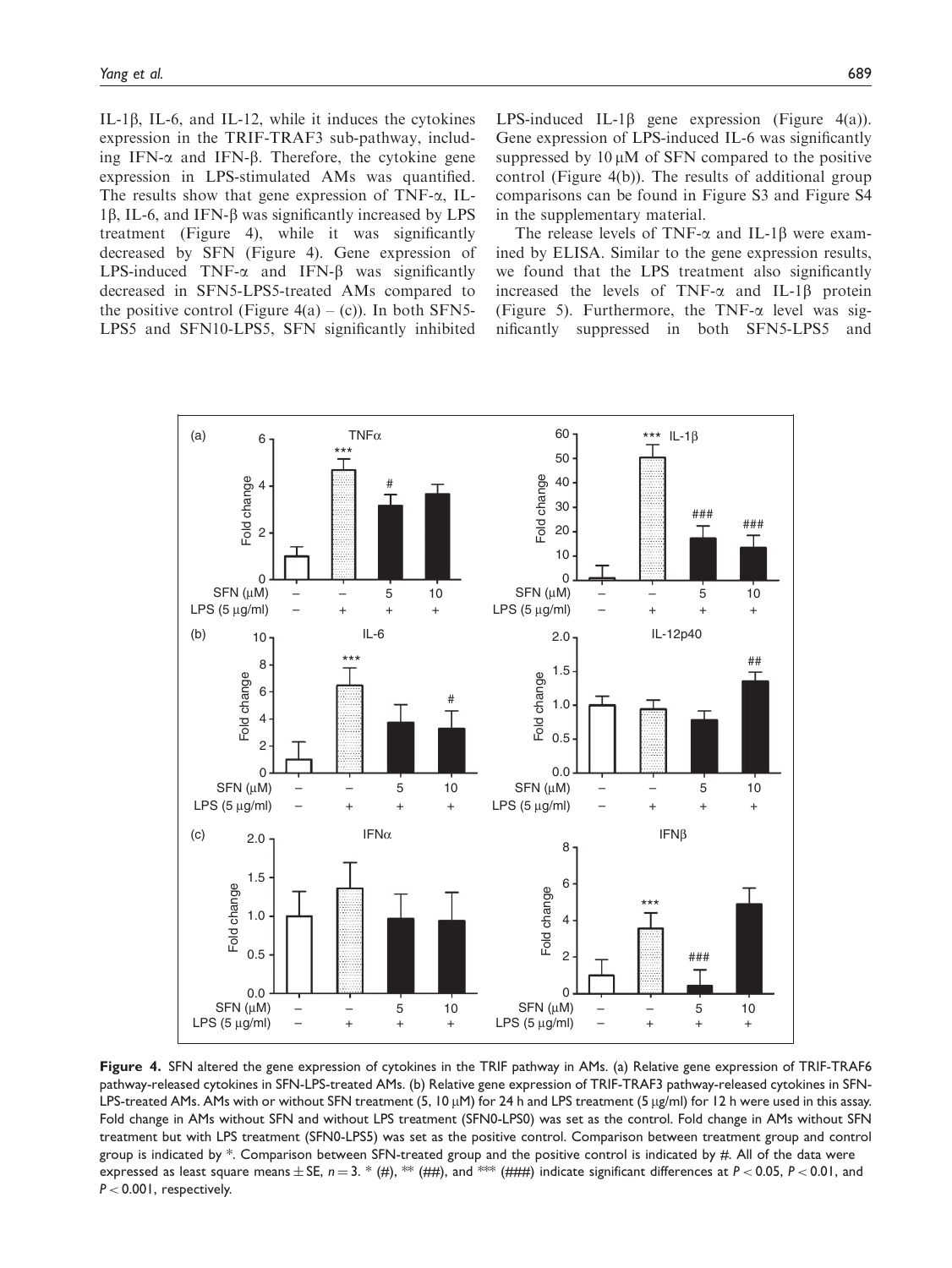IL-1β, IL-6, and IL-12, while it induces the cytokines expression in the TRIF-TRAF3 sub-pathway, including IFN-α and IFN-β. Therefore, the cytokine gene expression in LPS-stimulated AMs was quantified. The results show that gene expression of TNF-α, IL-1β, IL-6, and IFN-β was significantly increased by LPS treatment (Figure 4), while it was significantly decreased by SFN (Figure 4). Gene expression of LPS-induced TNF-α and IFN-β was significantly decreased in SFN5-LPS5-treated AMs compared to the positive control (Figure 4(a) – (c)). In both SFN5-LPS5 and SFN10-LPS5, SFN significantly inhibited LPS-induced IL-1β gene expression (Figure 4(a)). Gene expression of LPS-induced IL-6 was significantly suppressed by 10 μM of SFN compared to the positive control (Figure 4(b)). The results of additional group comparisons can be found in Figure S3 and Figure S4 in the supplementary material.

The release levels of TNF-α and IL-1β were examined by ELISA. Similar to the gene expression results, we found that the LPS treatment also significantly increased the levels of TNF-α and IL-1β protein (Figure 5). Furthermore, the TNF-α level was significantly suppressed in both SFN5-LPS5 and

**Figure 4.** SFN altered the gene expression of cytokines in the TRIF pathway in AMs. (a) Relative gene expression of TRIF-TRAF6 pathway-released cytokines in SFN-LPS-treated AMs. (b) Relative gene expression of TRIF-TRAF3 pathway-released cytokines in SFN-LPS-treated AMs. AMs with or without SFN treatment (5, 10 μM) for 24 h and LPS treatment (5 μg/ml) for 12 h were used in this assay. Fold change in AMs without SFN and without LPS treatment (SFN0-LPS0) was set as the control. Fold change in AMs without SFN treatment but with LPS treatment (SFN0-LPS5) was set as the positive control. Comparison between treatment group and control group is indicated by *. Comparison between SFN-treated group and the positive control is indicated by #. All of the data were expressed as least square means ± SE, $n = 3$. * (#), ** (##), and *** (###) indicate significant differences at $P < 0.05$, $P < 0.01$, and $P < 0.001$, respectively.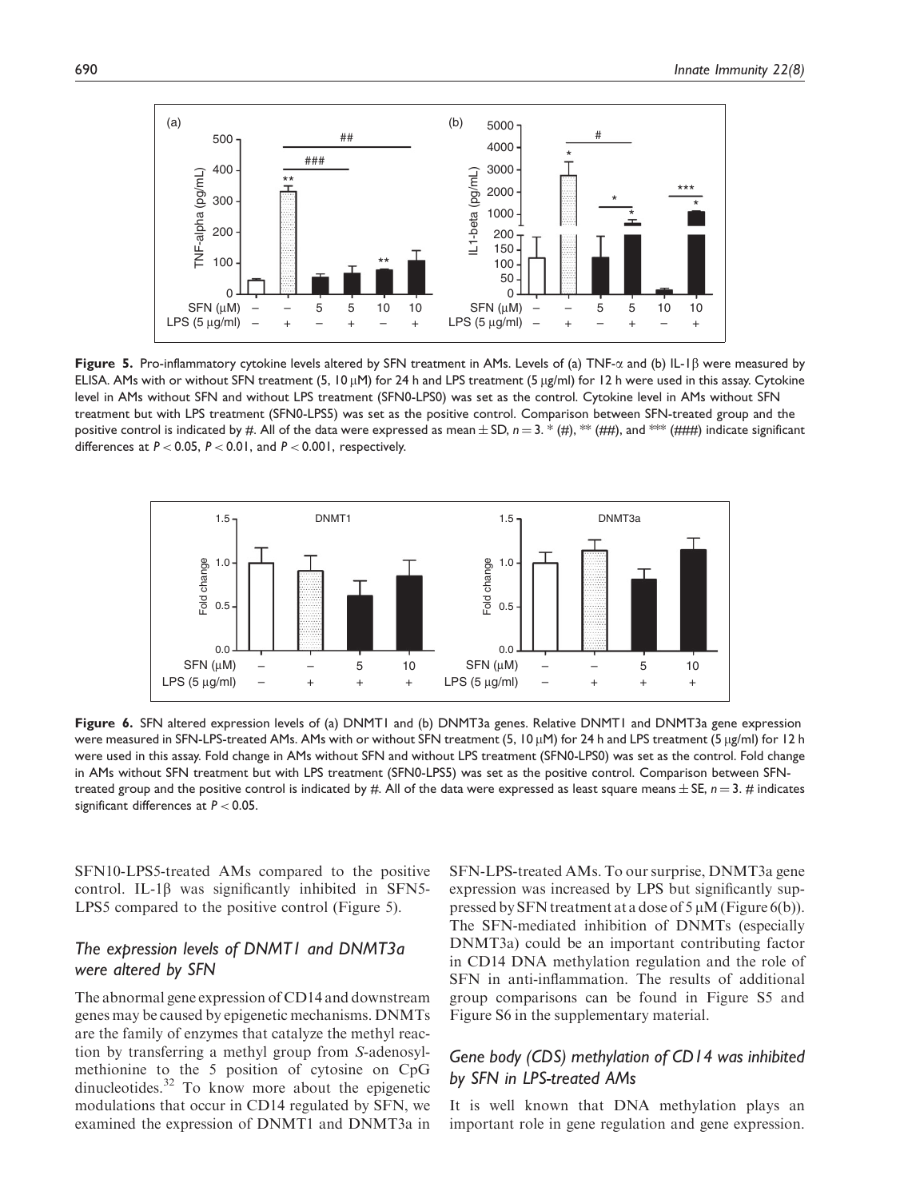Figure 5. Pro-inflammatory cytokine levels altered by SFN treatment in AMs. Levels of (a) TNF-$\alpha$ and (b) IL-1$\beta$ were measured by ELISA. AMs with or without SFN treatment (5, 10 $\mu$M) for 24 h and LPS treatment (5 $\mu$g/ml) for 12 h were used in this assay. Cytokine level in AMs without SFN and without LPS treatment (SFN0-LPS0) was set as the control. Cytokine level in AMs without SFN treatment but with LPS treatment (SFN0-LPS5) was set as the positive control. Comparison between SFN-treated group and the positive control is indicated by #. All of the data were expressed as mean ± SD, $n = 3$. * (#), ** (##), and *** (###) indicate significant differences at $P < 0.05$, $P < 0.01$, and $P < 0.001$, respectively.

Figure 6. SFN altered expression levels of (a) DNMT1 and (b) DNMT3a genes. Relative DNMT1 and DNMT3a gene expression were measured in SFN-LPS-treated AMs. AMs with or without SFN treatment (5, 10 $\mu$M) for 24 h and LPS treatment (5 $\mu$g/ml) for 12 h were used in this assay. Fold change in AMs without SFN and without LPS treatment (SFN0-LPS0) was set as the control. Fold change in AMs without SFN treatment but with LPS treatment (SFN0-LPS5) was set as the positive control. Comparison between SFN-treated group and the positive control is indicated by #. All of the data were expressed as least square means ± SE, $n = 3$. # indicates significant differences at $P < 0.05$.

SFN10-LPS5-treated AMs compared to the positive control. IL-1$\beta$ was significantly inhibited in SFN5-LPS5 compared to the positive control (Figure 5).

## *The expression levels of DNMT1 and DNMT3a were altered by SFN*

The abnormal gene expression of CD14 and downstream genes may be caused by epigenetic mechanisms. DNMTs are the family of enzymes that catalyze the methyl reaction by transferring a methyl group from *S*-adenosylmethionine to the 5 position of cytosine on CpG dinucleotides.[32] To know more about the epigenetic modulations that occur in CD14 regulated by SFN, we examined the expression of DNMT1 and DNMT3a in SFN-LPS-treated AMs. To our surprise, DNMT3a gene expression was increased by LPS but significantly suppressed by SFN treatment at a dose of 5 $\mu$M (Figure 6(b)). The SFN-mediated inhibition of DNMTs (especially DNMT3a) could be an important contributing factor in CD14 DNA methylation regulation and the role of SFN in anti-inflammation. The results of additional group comparisons can be found in Figure S5 and Figure S6 in the supplementary material.

## *Gene body (CDS) methylation of CD14 was inhibited by SFN in LPS-treated AMs*

It is well known that DNA methylation plays an important role in gene regulation and gene expression.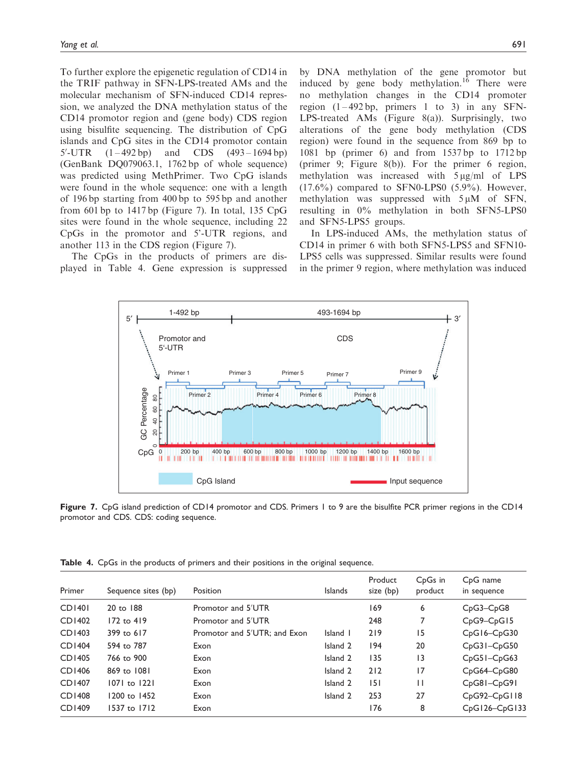To further explore the epigenetic regulation of CD14 in the TRIF pathway in SFN-LPS-treated AMs and the molecular mechanism of SFN-induced CD14 repression, we analyzed the DNA methylation status of the CD14 promotor region and (gene body) CDS region using bisulfite sequencing. The distribution of CpG islands and CpG sites in the CD14 promotor contain 5′-UTR (1–492 bp) and CDS (493–1694 bp) (GenBank DQ079063.1, 1762 bp of whole sequence) was predicted using MethPrimer. Two CpG islands were found in the whole sequence: one with a length of 196 bp starting from 400 bp to 595 bp and another from 601 bp to 1417 bp (Figure 7). In total, 135 CpG sites were found in the whole sequence, including 22 CpGs in the promotor and 5′-UTR regions, and another 113 in the CDS region (Figure 7).

The CpGs in the products of primers are displayed in Table 4. Gene expression is suppressed by DNA methylation of the gene promotor but induced by gene body methylation.[16] There were no methylation changes in the CD14 promoter region (1–492 bp, primers 1 to 3) in any SFN-LPS-treated AMs (Figure 8(a)). Surprisingly, two alterations of the gene body methylation (CDS region) were found in the sequence from 869 bp to 1081 bp (primer 6) and from 1537 bp to 1712 bp (primer 9; Figure 8(b)). For the primer 6 region, methylation was increased with 5 µg/ml of LPS (17.6%) compared to SFN0-LPS0 (5.9%). However, methylation was suppressed with 5 µM of SFN, resulting in 0% methylation in both SFN5-LPS0 and SFN5-LPS5 groups.

In LPS-induced AMs, the methylation status of CD14 in primer 6 with both SFN5-LPS5 and SFN10-LPS5 cells was suppressed. Similar results were found in the primer 9 region, where methylation was induced

**Figure 7.** CpG island prediction of CD14 promotor and CDS. Primers 1 to 9 are the bisulfite PCR primer regions in the CD14 promotor and CDS. CDS: coding sequence.

**Table 4.** CpGs in the products of primers and their positions in the original sequence.

| Primer | Sequence sites (bp) | Position | Islands | Product size (bp) | CpGs in product | CpG name in sequence |
|---|---|---|---|---|---|---|
| CD1401 | 20 to 188 | Promotor and 5′UTR | | 169 | 6 | CpG3–CpG8 |
| CD1402 | 172 to 419 | Promotor and 5′UTR | | 248 | 7 | CpG9–CpG15 |
| CD1403 | 399 to 617 | Promotor and 5′UTR; and Exon | Island 1 | 219 | 15 | CpG16–CpG30 |
| CD1404 | 594 to 787 | Exon | Island 2 | 194 | 20 | CpG31–CpG50 |
| CD1405 | 766 to 900 | Exon | Island 2 | 135 | 13 | CpG51–CpG63 |
| CD1406 | 869 to 1081 | Exon | Island 2 | 212 | 17 | CpG64–CpG80 |
| CD1407 | 1071 to 1221 | Exon | Island 2 | 151 | 11 | CpG81–CpG91 |
| CD1408 | 1200 to 1452 | Exon | Island 2 | 253 | 27 | CpG92–CpG118 |
| CD1409 | 1537 to 1712 | Exon | | 176 | 8 | CpG126–CpG133 |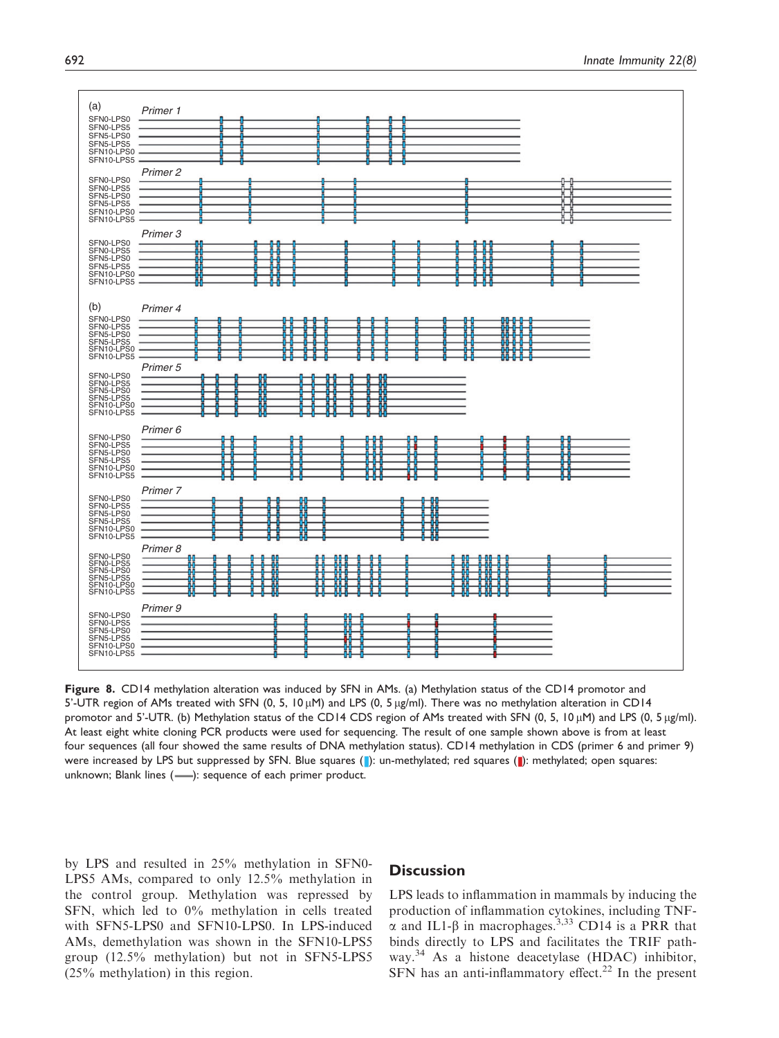Figure 8. CD14 methylation alteration was induced by SFN in AMs. (a) Methylation status of the CD14 promotor and 5'-UTR region of AMs treated with SFN (0, 5, 10 μM) and LPS (0, 5 μg/ml). There was no methylation alteration in CD14 promotor and 5'-UTR. (b) Methylation status of the CD14 CDS region of AMs treated with SFN (0, 5, 10 μM) and LPS (0, 5 μg/ml). At least eight white cloning PCR products were used for sequencing. The result of one sample shown above is from at least four sequences (all four showed the same results of DNA methylation status). CD14 methylation in CDS (primer 6 and primer 9) were increased by LPS but suppressed by SFN. Blue squares: un-methylated; red squares: methylated; open squares: unknown; Blank lines: sequence of each primer product.

by LPS and resulted in 25% methylation in SFN0-LPS5 AMs, compared to only 12.5% methylation in the control group. Methylation was repressed by SFN, which led to 0% methylation in cells treated with SFN5-LPS0 and SFN10-LPS0. In LPS-induced AMs, demethylation was shown in the SFN10-LPS5 group (12.5% methylation) but not in SFN5-LPS5 (25% methylation) in this region.

## Discussion

LPS leads to inflammation in mammals by inducing the production of inflammation cytokines, including TNF-α and IL1-β in macrophages.[3,33] CD14 is a PRR that binds directly to LPS and facilitates the TRIF pathway.[34] As a histone deacetylase (HDAC) inhibitor, SFN has an anti-inflammatory effect.[22] In the present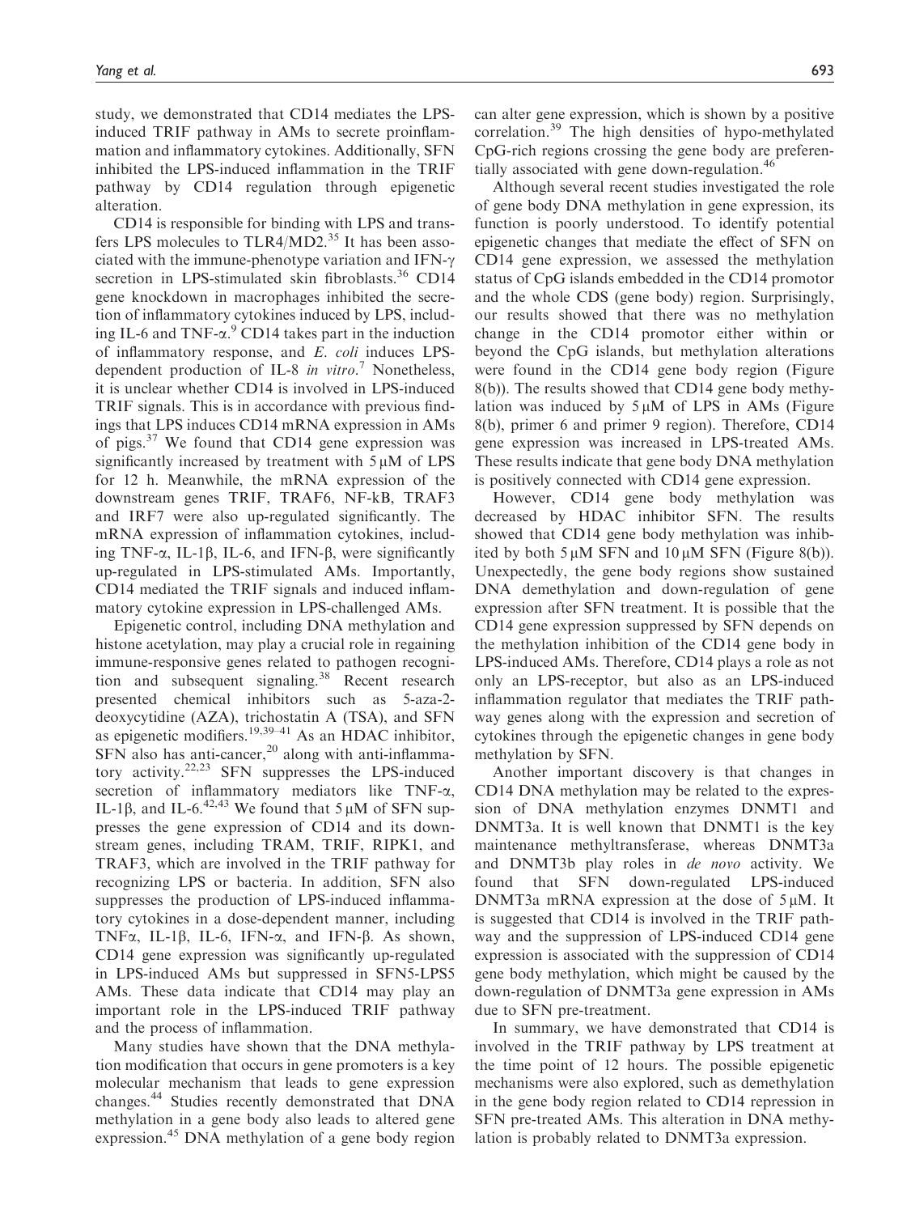study, we demonstrated that CD14 mediates the LPS-induced TRIF pathway in AMs to secrete proinflammation and inflammatory cytokines. Additionally, SFN inhibited the LPS-induced inflammation in the TRIF pathway by CD14 regulation through epigenetic alteration.

CD14 is responsible for binding with LPS and transfers LPS molecules to TLR4/MD2.[35] It has been associated with the immune-phenotype variation and IFN-γ secretion in LPS-stimulated skin fibroblasts.[36] CD14 gene knockdown in macrophages inhibited the secretion of inflammatory cytokines induced by LPS, including IL-6 and TNF-α.[9] CD14 takes part in the induction of inflammatory response, and *E. coli* induces LPS-dependent production of IL-8 *in vitro*.[7] Nonetheless, it is unclear whether CD14 is involved in LPS-induced TRIF signals. This is in accordance with previous findings that LPS induces CD14 mRNA expression in AMs of pigs.[37] We found that CD14 gene expression was significantly increased by treatment with 5 μM of LPS for 12 h. Meanwhile, the mRNA expression of the downstream genes TRIF, TRAF6, NF-kB, TRAF3 and IRF7 were also up-regulated significantly. The mRNA expression of inflammation cytokines, including TNF-α, IL-1β, IL-6, and IFN-β, were significantly up-regulated in LPS-stimulated AMs. Importantly, CD14 mediated the TRIF signals and induced inflammatory cytokine expression in LPS-challenged AMs.

Epigenetic control, including DNA methylation and histone acetylation, may play a crucial role in regaining immune-responsive genes related to pathogen recognition and subsequent signaling.[38] Recent research presented chemical inhibitors such as 5-aza-2-deoxycytidine (AZA), trichostatin A (TSA), and SFN as epigenetic modifiers.[19,39–41] As an HDAC inhibitor, SFN also has anti-cancer,[20] along with anti-inflammatory activity.[22,23] SFN suppresses the LPS-induced secretion of inflammatory mediators like TNF-α, IL-1β, and IL-6.[42,43] We found that 5 μM of SFN suppresses the gene expression of CD14 and its downstream genes, including TRAM, TRIF, RIPK1, and TRAF3, which are involved in the TRIF pathway for recognizing LPS or bacteria. In addition, SFN also suppresses the production of LPS-induced inflammatory cytokines in a dose-dependent manner, including TNFα, IL-1β, IL-6, IFN-α, and IFN-β. As shown, CD14 gene expression was significantly up-regulated in LPS-induced AMs but suppressed in SFN5-LPS5 AMs. These data indicate that CD14 may play an important role in the LPS-induced TRIF pathway and the process of inflammation.

Many studies have shown that the DNA methylation modification that occurs in gene promoters is a key molecular mechanism that leads to gene expression changes.[44] Studies recently demonstrated that DNA methylation in a gene body also leads to altered gene expression.[45] DNA methylation of a gene body region can alter gene expression, which is shown by a positive correlation.[39] The high densities of hypo-methylated CpG-rich regions crossing the gene body are preferentially associated with gene down-regulation.[46]

Although several recent studies investigated the role of gene body DNA methylation in gene expression, its function is poorly understood. To identify potential epigenetic changes that mediate the effect of SFN on CD14 gene expression, we assessed the methylation status of CpG islands embedded in the CD14 promotor and the whole CDS (gene body) region. Surprisingly, our results showed that there was no methylation change in the CD14 promotor either within or beyond the CpG islands, but methylation alterations were found in the CD14 gene body region (Figure 8(b)). The results showed that CD14 gene body methylation was induced by 5 μM of LPS in AMs (Figure 8(b), primer 6 and primer 9 region). Therefore, CD14 gene expression was increased in LPS-treated AMs. These results indicate that gene body DNA methylation is positively connected with CD14 gene expression.

However, CD14 gene body methylation was decreased by HDAC inhibitor SFN. The results showed that CD14 gene body methylation was inhibited by both 5 μM SFN and 10 μM SFN (Figure 8(b)). Unexpectedly, the gene body regions show sustained DNA demethylation and down-regulation of gene expression after SFN treatment. It is possible that the CD14 gene expression suppressed by SFN depends on the methylation inhibition of the CD14 gene body in LPS-induced AMs. Therefore, CD14 plays a role as not only an LPS-receptor, but also as an LPS-induced inflammation regulator that mediates the TRIF pathway genes along with the expression and secretion of cytokines through the epigenetic changes in gene body methylation by SFN.

Another important discovery is that changes in CD14 DNA methylation may be related to the expression of DNA methylation enzymes DNMT1 and DNMT3a. It is well known that DNMT1 is the key maintenance methyltransferase, whereas DNMT3a and DNMT3b play roles in *de novo* activity. We found that SFN down-regulated LPS-induced DNMT3a mRNA expression at the dose of 5 μM. It is suggested that CD14 is involved in the TRIF pathway and the suppression of LPS-induced CD14 gene expression is associated with the suppression of CD14 gene body methylation, which might be caused by the down-regulation of DNMT3a gene expression in AMs due to SFN pre-treatment.

In summary, we have demonstrated that CD14 is involved in the TRIF pathway by LPS treatment at the time point of 12 hours. The possible epigenetic mechanisms were also explored, such as demethylation in the gene body region related to CD14 repression in SFN pre-treated AMs. This alteration in DNA methylation is probably related to DNMT3a expression.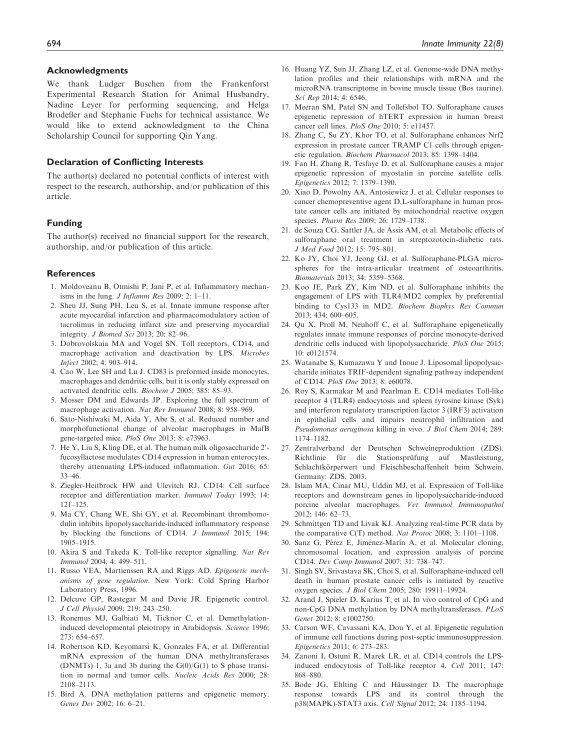## Acknowledgments

We thank Ludger Buschen from the Frankenforst Experimental Research Station for Animal Husbandry, Nadine Leyer for performing sequencing, and Helga Brodeßer and Stephanie Fuchs for technical assistance. We would like to extend acknowledgment to the China Scholarship Council for supporting Qin Yang.

## Declaration of Conflicting Interests

The author(s) declared no potential conflicts of interest with respect to the research, authorship, and/or publication of this article.

## Funding

The author(s) received no financial support for the research, authorship, and/or publication of this article.

## References

1. Moldoveanu B, Otmishi P, Jani P, et al. Inflammatory mechanisms in the lung. *J Inflamm Res* 2009; 2: 1–11.
2. Sheu JJ, Sung PH, Leu S, et al. Innate immune response after acute myocardial infarction and pharmacomodulatory action of tacrolimus in reducing infarct size and preserving myocardial integrity. *J Biomed Sci* 2013; 20: 82–96.
3. Dobrovolskaia MA and Vogel SN. Toll receptors, CD14, and macrophage activation and deactivation by LPS. *Microbes Infect* 2002; 4: 903–914.
4. Cao W, Lee SH and Lu J. CD83 is preformed inside monocytes, macrophages and dendritic cells, but it is only stably expressed on activated dendritic cells. *Biochem J* 2005; 385: 85–93.
5. Mosser DM and Edwards JP. Exploring the full spectrum of macrophage activation. *Nat Rev Immunol* 2008; 8: 958–969.
6. Sato-Nishiwaki M, Aida Y, Abe S, et al. Reduced number and morphofunctional change of alveolar macrophages in MafB gene-targeted mice. *PlosOne* 2013; 8: e73963.
7. He Y, Liu S, Kling DE, et al. The human milk oligosaccharide 2'-fucosyllactose modulates CD14 expression in human enterocytes, thereby attenuating LPS-induced inflammation. *Gut* 2016; 65: 33–46.
8. Ziegler-Heitbrock HW and Ulevitch RJ. CD14: Cell surface receptor and differentiation marker. *Immunol Today* 1993; 14: 121–125.
9. Ma CY, Chang WE, Shi GY, et al. Recombinant thrombomodulin inhibits lipopolysaccharide-induced inflammatory response by blocking the functions of CD14. *J Immunol* 2015; 194: 1905–1915.
10. Akira S and Takeda K. Toll-like receptor signalling. *Nat Rev Immunol* 2004; 4: 499–511.
11. Russo VEA, Martienssen RA and Riggs AD. *Epigenetic mechanisms of gene regulation*. New York: Cold Spring Harbor Laboratory Press, 1996.
12. Delcuve GP, Rastegar M and Davie JR. Epigenetic control. *J Cell Physiol* 2009; 219: 243–250.
13. Ronemus MJ, Galbiati M, Ticknor C, et al. Demethylation-induced developmental pleiotropy in Arabidopsis. *Science* 1996; 273: 654–657.
14. Robertson KD, Keyomarsi K, Gonzales FA, et al. Differential mRNA expression of the human DNA methyltransferases (DNMTs) 1, 3a and 3b during the G(0)/G(1) to S phase transition in normal and tumor cells. *Nucleic Acids Res* 2000; 28: 2108–2113.
15. Bird A. DNA methylation patterns and epigenetic memory. *Genes Dev* 2002; 16: 6–21.
16. Huang YZ, Sun JJ, Zhang LZ, et al. Genome-wide DNA methylation profiles and their relationships with mRNA and the microRNA transcriptome in bovine muscle tissue (Bos taurine). *Sci Rep* 2014; 4: 6546.
17. Meeran SM, Patel SN and Tollefsbol TO. Sulforaphane causes epigenetic repression of hTERT expression in human breast cancer cell lines. *PloS One* 2010; 5: e11457.
18. Zhang C, Su ZY, Khor TO, et al. Sulforaphane enhances Nrf2 expression in prostate cancer TRAMP C1 cells through epigenetic regulation. *Biochem Pharmacol* 2013; 85: 1398–1404.
19. Fan H, Zhang R, Tesfaye D, et al. Sulforaphane causes a major epigenetic repression of myostatin in porcine satellite cells. *Epigenetics* 2012; 7: 1379–1390.
20. Xiao D, Powolny AA, Antosiewicz J, et al. Cellular responses to cancer chemopreventive agent D,L-sulforaphane in human prostate cancer cells are initiated by mitochondrial reactive oxygen species. *Pharm Res* 2009; 26: 1729–1738.
21. de Souza CG, Sattler JA, de Assis AM, et al. Metabolic effects of sulforaphane oral treatment in streptozotocin-diabetic rats. *J Med Food* 2012; 15: 795–801.
22. Ko JY, Choi YJ, Jeong GJ, et al. Sulforaphane-PLGA microspheres for the intra-articular treatment of osteoarthritis. *Biomaterials* 2013; 34: 5359–5368.
23. Koo JE, Park ZY, Kim ND, et al. Sulforaphane inhibits the engagement of LPS with TLR4/MD2 complex by preferential binding to Cys133 in MD2. *Biochem Biophys Res Commun* 2013; 434: 600–605.
24. Qu X, Proll M, Neuhoff C, et al. Sulforaphane epigenetically regulates innate immune responses of porcine monocyte-derived dendritic cells induced with lipopolysaccharide. *PloS One* 2015; 10: e0121574.
25. Watanabe S, Kumazawa Y and Inoue J. Liposomal lipopolysaccharide initiates TRIF-dependent signaling pathway independent of CD14. *PloS One* 2013; 8: e60078.
26. Roy S, Karmakar M and Pearlman E. CD14 mediates Toll-like receptor 4 (TLR4) endocytosis and spleen tyrosine kinase (Syk) and interferon regulatory transcription factor 3 (IRF3) activation in epithelial cells and impairs neutrophil infiltration and *Pseudomonas aeruginosa* killing in vivo. *J Biol Chem* 2014; 289: 1174–1182.
27. Zentralverband der Deutschen Schweineproduktion (ZDS). Richtlinie für die Stationsprüfung auf Mastleistung, Schlachtkörperwert und Fleischbeschaffenheit beim Schwein. Germany: ZDS, 2003.
28. Islam MA, Cinar MU, Uddin MJ, et al. Expression of Toll-like receptors and downstream genes in lipopolysaccharide-induced porcine alveolar macrophages. *Vet Immunol Immunopathol* 2012; 146: 62–73.
29. Schmittgen TD and Livak KJ. Analyzing real-time PCR data by the comparative C(T) method. *Nat Protoc* 2008; 3: 1101–1108.
30. Sanz G, Pérez E, Jiménez-Marín A, et al. Molecular cloning, chromosomal location, and expression analysis of porcine CD14. *Dev Comp Immunol* 2007; 31: 738–747.
31. Singh SV, Srivastava SK, Choi S, et al. Sulforaphane-induced cell death in human prostate cancer cells is initiated by reactive oxygen species. *J Biol Chem* 2005; 280: 19911–19924.
32. Arand J, Spieler D, Karius T, et al. In vivo control of CpG and non-CpG DNA methylation by DNA methyltransferases. *PLoS Genet* 2012; 8: e1002750.
33. Carson WF, Cavassani KA, Dou Y, et al. Epigenetic regulation of immune cell functions during post-septic immunosuppression. *Epigenetics* 2011; 6: 273–283.
34. Zanoni I, Ostuni R, Marek LR, et al. CD14 controls the LPS-induced endocytosis of Toll-like receptor 4. *Cell* 2011; 147: 868–880.
35. Bode JG, Ehlting C and Häussinger D. The macrophage response towards LPS and its control through the p38(MAPK)-STAT3 axis. *Cell Signal* 2012; 24: 1185–1194.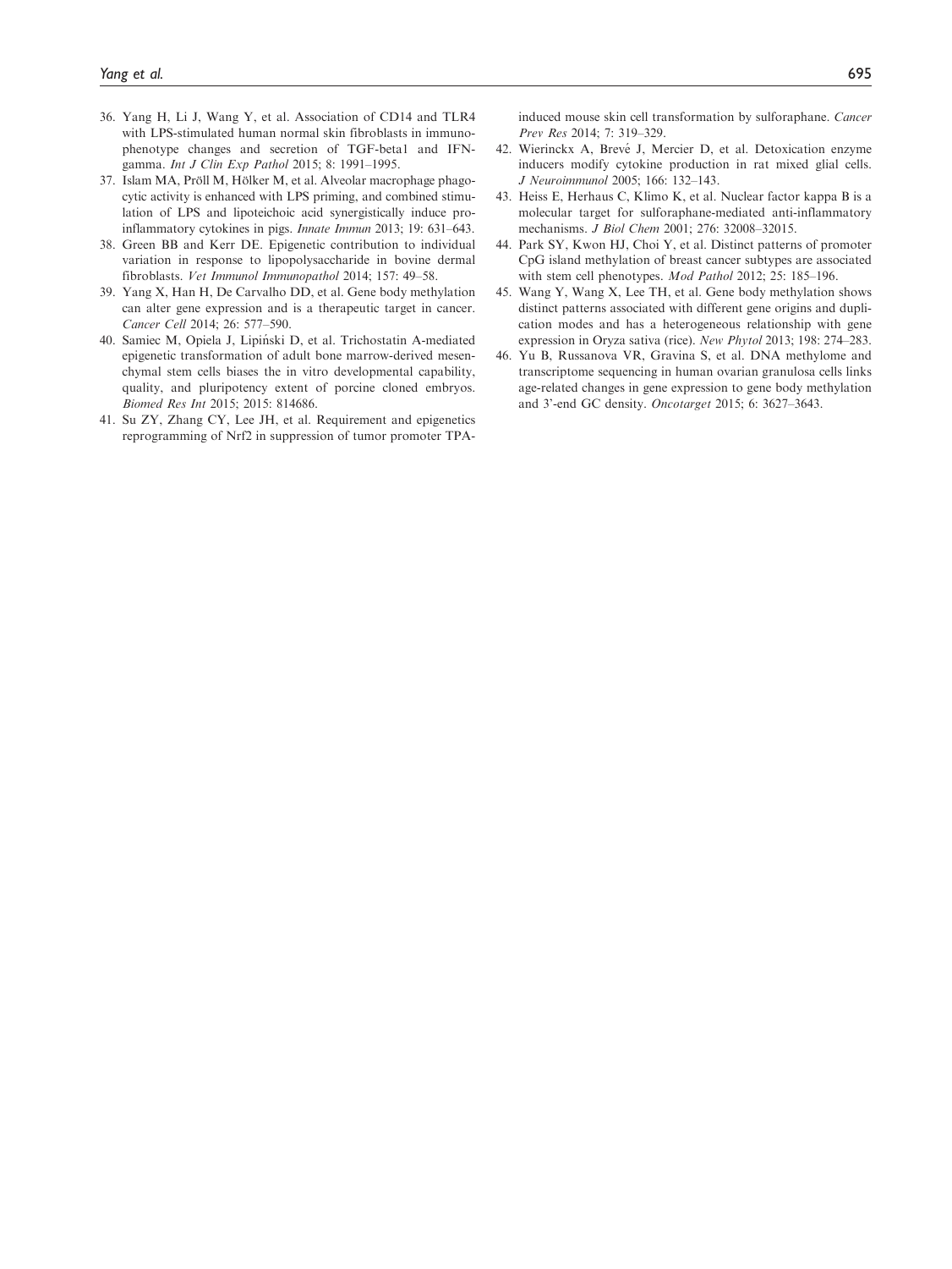36. Yang H, Li J, Wang Y, et al. Association of CD14 and TLR4 with LPS-stimulated human normal skin fibroblasts in immunophenotype changes and secretion of TGF-beta1 and IFN-gamma. *Int J Clin Exp Pathol* 2015; 8: 1991–1995.
37. Islam MA, Pröll M, Hölker M, et al. Alveolar macrophage phagocytic activity is enhanced with LPS priming, and combined stimulation of LPS and lipoteichoic acid synergistically induce pro-inflammatory cytokines in pigs. *Innate Immun* 2013; 19: 631–643.
38. Green BB and Kerr DE. Epigenetic contribution to individual variation in response to lipopolysaccharide in bovine dermal fibroblasts. *Vet Immunol Immunopathol* 2014; 157: 49–58.
39. Yang X, Han H, De Carvalho DD, et al. Gene body methylation can alter gene expression and is a therapeutic target in cancer. *Cancer Cell* 2014; 26: 577–590.
40. Samiec M, Opiela J, Lipiński D, et al. Trichostatin A-mediated epigenetic transformation of adult bone marrow-derived mesenchymal stem cells biases the in vitro developmental capability, quality, and pluripotency extent of porcine cloned embryos. *Biomed Res Int* 2015; 2015: 814686.
41. Su ZY, Zhang CY, Lee JH, et al. Requirement and epigenetics reprogramming of Nrf2 in suppression of tumor promoter TPA-induced mouse skin cell transformation by sulforaphane. *Cancer Prev Res* 2014; 7: 319–329.
42. Wierinckx A, Brevé J, Mercier D, et al. Detoxication enzyme inducers modify cytokine production in rat mixed glial cells. *J Neuroimmunol* 2005; 166: 132–143.
43. Heiss E, Herhaus C, Klimo K, et al. Nuclear factor kappa B is a molecular target for sulforaphane-mediated anti-inflammatory mechanisms. *J Biol Chem* 2001; 276: 32008–32015.
44. Park SY, Kwon HJ, Choi Y, et al. Distinct patterns of promoter CpG island methylation of breast cancer subtypes are associated with stem cell phenotypes. *Mod Pathol* 2012; 25: 185–196.
45. Wang Y, Wang X, Lee TH, et al. Gene body methylation shows distinct patterns associated with different gene origins and duplication modes and has a heterogeneous relationship with gene expression in Oryza sativa (rice). *New Phytol* 2013; 198: 274–283.
46. Yu B, Russanova VR, Gravina S, et al. DNA methylome and transcriptome sequencing in human ovarian granulosa cells links age-related changes in gene expression to gene body methylation and 3'-end GC density. *Oncotarget* 2015; 6: 3627–3643.